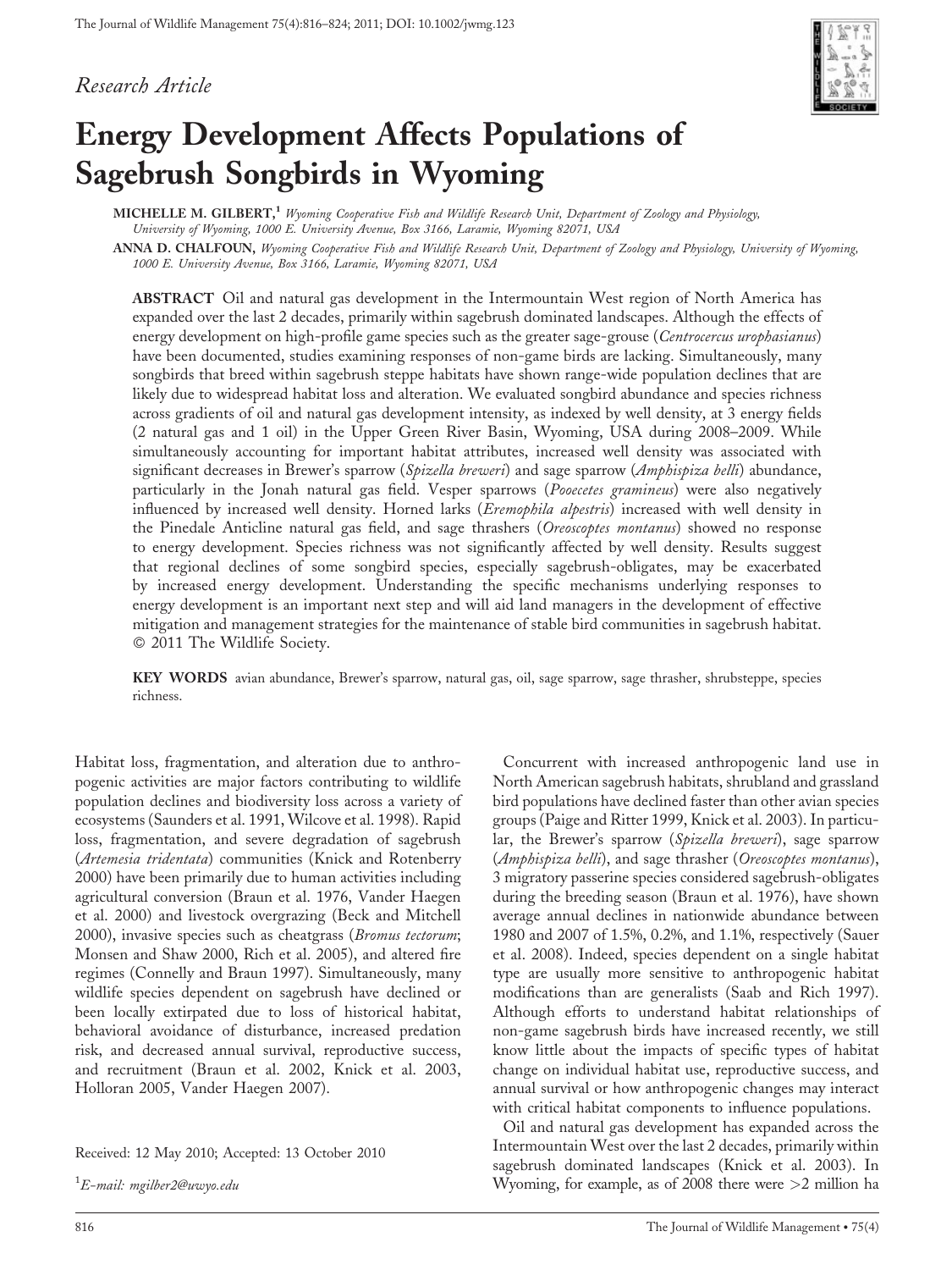*Research Article*

# Energy Development Affects Populations of Sagebrush Songbirds in Wyoming

**MICHELLE M. GILBERT,**[1] *Wyoming Cooperative Fish and Wildlife Research Unit, Department of Zoology and Physiology, University of Wyoming, 1000 E. University Avenue, Box 3166, Laramie, Wyoming 82071, USA*

**ANNA D. CHALFOUN,** *Wyoming Cooperative Fish and Wildlife Research Unit, Department of Zoology and Physiology, University of Wyoming, 1000 E. University Avenue, Box 3166, Laramie, Wyoming 82071, USA*

**ABSTRACT** Oil and natural gas development in the Intermountain West region of North America has expanded over the last 2 decades, primarily within sagebrush dominated landscapes. Although the effects of energy development on high-profile game species such as the greater sage-grouse (*Centrocercus urophasianus*) have been documented, studies examining responses of non-game birds are lacking. Simultaneously, many songbirds that breed within sagebrush steppe habitats have shown range-wide population declines that are likely due to widespread habitat loss and alteration. We evaluated songbird abundance and species richness across gradients of oil and natural gas development intensity, as indexed by well density, at 3 energy fields (2 natural gas and 1 oil) in the Upper Green River Basin, Wyoming, USA during 2008–2009. While simultaneously accounting for important habitat attributes, increased well density was associated with significant decreases in Brewer's sparrow (*Spizella breweri*) and sage sparrow (*Amphispiza belli*) abundance, particularly in the Jonah natural gas field. Vesper sparrows (*Pooecetes gramineus*) were also negatively influenced by increased well density. Horned larks (*Eremophila alpestris*) increased with well density in the Pinedale Anticline natural gas field, and sage thrashers (*Oreoscoptes montanus*) showed no response to energy development. Species richness was not significantly affected by well density. Results suggest that regional declines of some songbird species, especially sagebrush-obligates, may be exacerbated by increased energy development. Understanding the specific mechanisms underlying responses to energy development is an important next step and will aid land managers in the development of effective mitigation and management strategies for the maintenance of stable bird communities in sagebrush habitat. © 2011 The Wildlife Society.

**KEY WORDS** avian abundance, Brewer's sparrow, natural gas, oil, sage sparrow, sage thrasher, shrubsteppe, species richness.

Habitat loss, fragmentation, and alteration due to anthropogenic activities are major factors contributing to wildlife population declines and biodiversity loss across a variety of ecosystems (Saunders et al. 1991, Wilcove et al. 1998). Rapid loss, fragmentation, and severe degradation of sagebrush (*Artemesia tridentata*) communities (Knick and Rotenberry 2000) have been primarily due to human activities including agricultural conversion (Braun et al. 1976, Vander Haegen et al. 2000) and livestock overgrazing (Beck and Mitchell 2000), invasive species such as cheatgrass (*Bromus tectorum*; Monsen and Shaw 2000, Rich et al. 2005), and altered fire regimes (Connelly and Braun 1997). Simultaneously, many wildlife species dependent on sagebrush have declined or been locally extirpated due to loss of historical habitat, behavioral avoidance of disturbance, increased predation risk, and decreased annual survival, reproductive success, and recruitment (Braun et al. 2002, Knick et al. 2003, Holloran 2005, Vander Haegen 2007).

Concurrent with increased anthropogenic land use in North American sagebrush habitats, shrubland and grassland bird populations have declined faster than other avian species groups (Paige and Ritter 1999, Knick et al. 2003). In particular, the Brewer's sparrow (*Spizella breweri*), sage sparrow (*Amphispiza belli*), and sage thrasher (*Oreoscoptes montanus*), 3 migratory passerine species considered sagebrush-obligates during the breeding season (Braun et al. 1976), have shown average annual declines in nationwide abundance between 1980 and 2007 of 1.5%, 0.2%, and 1.1%, respectively (Sauer et al. 2008). Indeed, species dependent on a single habitat type are usually more sensitive to anthropogenic habitat modifications than are generalists (Saab and Rich 1997). Although efforts to understand habitat relationships of non-game sagebrush birds have increased recently, we still know little about the impacts of specific types of habitat change on individual habitat use, reproductive success, and annual survival or how anthropogenic changes may interact with critical habitat components to influence populations.

Oil and natural gas development has expanded across the Intermountain West over the last 2 decades, primarily within sagebrush dominated landscapes (Knick et al. 2003). In Wyoming, for example, as of 2008 there were >2 million ha

Received: 12 May 2010; Accepted: 13 October 2010

[1]*E-mail: mgilber2@uwyo.edu*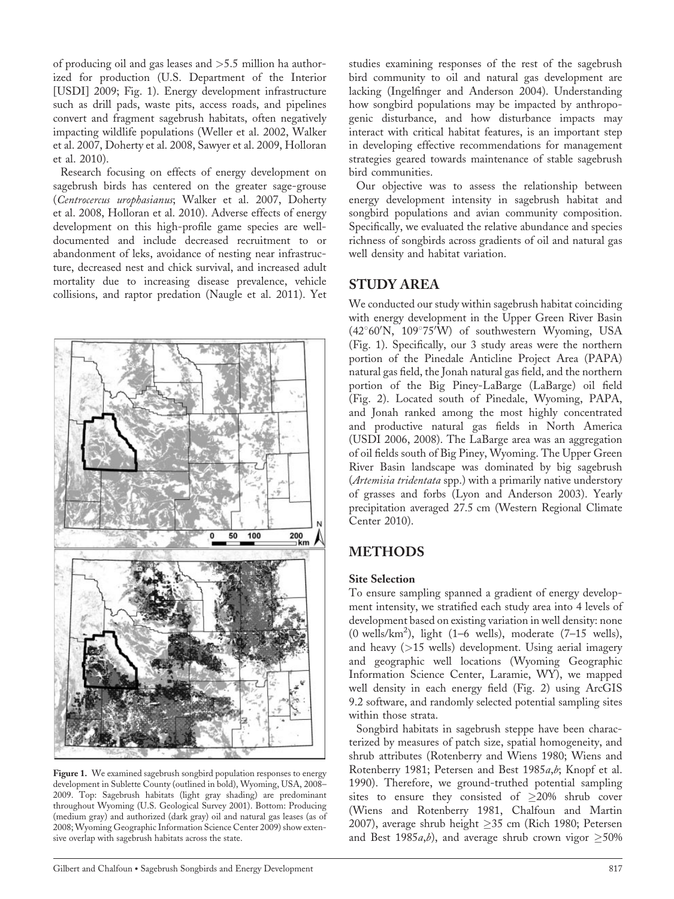of producing oil and gas leases and >5.5 million ha authorized for production (U.S. Department of the Interior [USDI] 2009; Fig. 1). Energy development infrastructure such as drill pads, waste pits, access roads, and pipelines convert and fragment sagebrush habitats, often negatively impacting wildlife populations (Weller et al. 2002, Walker et al. 2007, Doherty et al. 2008, Sawyer et al. 2009, Holloran et al. 2010).

Research focusing on effects of energy development on sagebrush birds has centered on the greater sage-grouse (*Centrocercus urophasianus*; Walker et al. 2007, Doherty et al. 2008, Holloran et al. 2010). Adverse effects of energy development on this high-profile game species are well-documented and include decreased recruitment to or abandonment of leks, avoidance of nesting near infrastructure, decreased nest and chick survival, and increased adult mortality due to increasing disease prevalence, vehicle collisions, and raptor predation (Naugle et al. 2011). Yet studies examining responses of the rest of the sagebrush bird community to oil and natural gas development are lacking (Ingelfinger and Anderson 2004). Understanding how songbird populations may be impacted by anthropogenic disturbance, and how disturbance impacts may interact with critical habitat features, is an important step in developing effective recommendations for management strategies geared towards maintenance of stable sagebrush bird communities.

Our objective was to assess the relationship between energy development intensity in sagebrush habitat and songbird populations and avian community composition. Specifically, we evaluated the relative abundance and species richness of songbirds across gradients of oil and natural gas well density and habitat variation.

**Figure 1.** We examined sagebrush songbird population responses to energy development in Sublette County (outlined in bold), Wyoming, USA, 2008–2009. Top: Sagebrush habitats (light gray shading) are predominant throughout Wyoming (U.S. Geological Survey 2001). Bottom: Producing (medium gray) and authorized (dark gray) oil and natural gas leases (as of 2008; Wyoming Geographic Information Science Center 2009) show extensive overlap with sagebrush habitats across the state.

## STUDY AREA

We conducted our study within sagebrush habitat coinciding with energy development in the Upper Green River Basin (42°60′N, 109°75′W) of southwestern Wyoming, USA (Fig. 1). Specifically, our 3 study areas were the northern portion of the Pinedale Anticline Project Area (PAPA) natural gas field, the Jonah natural gas field, and the northern portion of the Big Piney-LaBarge (LaBarge) oil field (Fig. 2). Located south of Pinedale, Wyoming, PAPA, and Jonah ranked among the most highly concentrated and productive natural gas fields in North America (USDI 2006, 2008). The LaBarge area was an aggregation of oil fields south of Big Piney, Wyoming. The Upper Green River Basin landscape was dominated by big sagebrush (*Artemisia tridentata* spp.) with a primarily native understory of grasses and forbs (Lyon and Anderson 2003). Yearly precipitation averaged 27.5 cm (Western Regional Climate Center 2010).

## METHODS

### Site Selection

To ensure sampling spanned a gradient of energy development intensity, we stratified each study area into 4 levels of development based on existing variation in well density: none (0 wells/km$^2$), light (1–6 wells), moderate (7–15 wells), and heavy (>15 wells) development. Using aerial imagery and geographic well locations (Wyoming Geographic Information Science Center, Laramie, WY), we mapped well density in each energy field (Fig. 2) using ArcGIS 9.2 software, and randomly selected potential sampling sites within those strata.

Songbird habitats in sagebrush steppe have been characterized by measures of patch size, spatial homogeneity, and shrub attributes (Rotenberry and Wiens 1980; Wiens and Rotenberry 1981; Petersen and Best 1985*a*,*b*; Knopf et al. 1990). Therefore, we ground-truthed potential sampling sites to ensure they consisted of ≥20% shrub cover (Wiens and Rotenberry 1981, Chalfoun and Martin 2007), average shrub height ≥35 cm (Rich 1980; Petersen and Best 1985*a*,*b*), and average shrub crown vigor ≥50%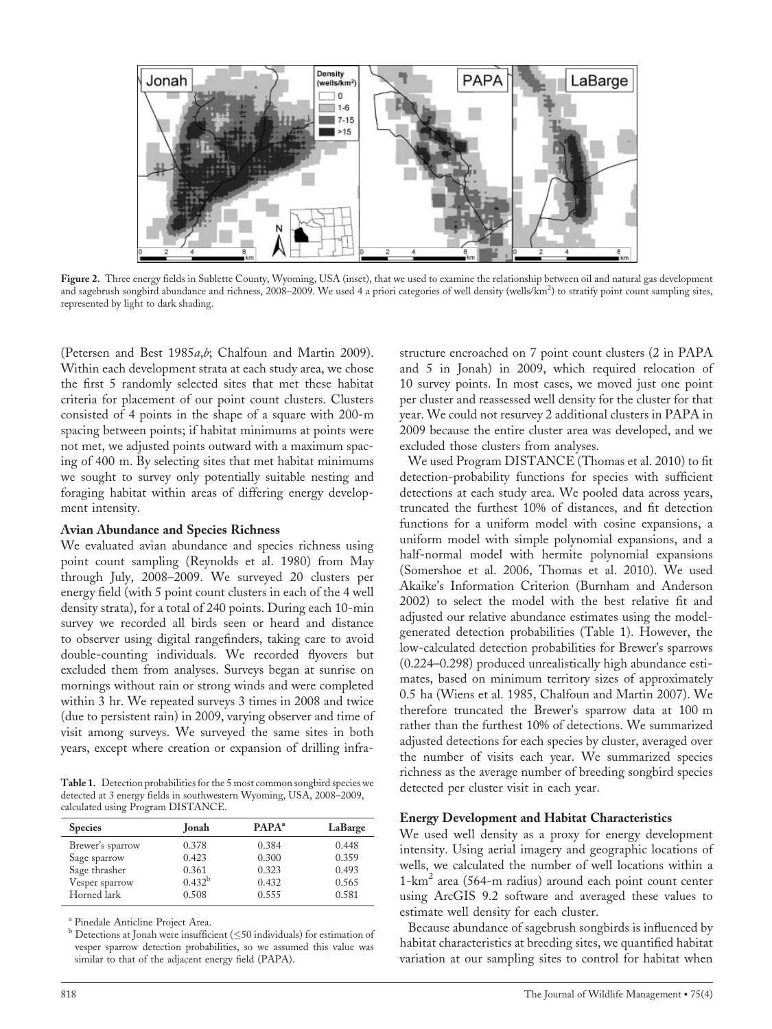**Figure 2.** Three energy fields in Sublette County, Wyoming, USA (inset), that we used to examine the relationship between oil and natural gas development and sagebrush songbird abundance and richness, 2008–2009. We used 4 a priori categories of well density (wells/km$^2$) to stratify point count sampling sites, represented by light to dark shading.

(Petersen and Best 1985*a*,*b*; Chalfoun and Martin 2009). Within each development strata at each study area, we chose the first 5 randomly selected sites that met these habitat criteria for placement of our point count clusters. Clusters consisted of 4 points in the shape of a square with 200-m spacing between points; if habitat minimums at points were not met, we adjusted points outward with a maximum spacing of 400 m. By selecting sites that met habitat minimums we sought to survey only potentially suitable nesting and foraging habitat within areas of differing energy development intensity.

### Avian Abundance and Species Richness

We evaluated avian abundance and species richness using point count sampling (Reynolds et al. 1980) from May through July, 2008–2009. We surveyed 20 clusters per energy field (with 5 point count clusters in each of the 4 well density strata), for a total of 240 points. During each 10-min survey we recorded all birds seen or heard and distance to observer using digital rangefinders, taking care to avoid double-counting individuals. We recorded flyovers but excluded them from analyses. Surveys began at sunrise on mornings without rain or strong winds and were completed within 3 hr. We repeated surveys 3 times in 2008 and twice (due to persistent rain) in 2009, varying observer and time of visit among surveys. We surveyed the same sites in both years, except where creation or expansion of drilling infrastructure encroached on 7 point count clusters (2 in PAPA and 5 in Jonah) in 2009, which required relocation of 10 survey points. In most cases, we moved just one point per cluster and reassessed well density for the cluster for that year. We could not resurvey 2 additional clusters in PAPA in 2009 because the entire cluster area was developed, and we excluded those clusters from analyses.

**Table 1.** Detection probabilities for the 5 most common songbird species we detected at 3 energy fields in southwestern Wyoming, USA, 2008–2009, calculated using Program DISTANCE.

| Species | Jonah | PAPA[a] | LaBarge |
|---|---|---|---|
| Brewer's sparrow | 0.378 | 0.384 | 0.448 |
| Sage sparrow | 0.423 | 0.300 | 0.359 |
| Sage thrasher | 0.361 | 0.323 | 0.493 |
| Vesper sparrow | 0.432[b] | 0.432 | 0.565 |
| Horned lark | 0.508 | 0.555 | 0.581 |

[a] Pinedale Anticline Project Area.

[b] Detections at Jonah were insufficient ($\leq$50 individuals) for estimation of vesper sparrow detection probabilities, so we assumed this value was similar to that of the adjacent energy field (PAPA).

We used Program DISTANCE (Thomas et al. 2010) to fit detection-probability functions for species with sufficient detections at each study area. We pooled data across years, truncated the furthest 10% of distances, and fit detection functions for a uniform model with cosine expansions, a uniform model with simple polynomial expansions, and a half-normal model with hermite polynomial expansions (Somershoe et al. 2006, Thomas et al. 2010). We used Akaike's Information Criterion (Burnham and Anderson 2002) to select the model with the best relative fit and adjusted our relative abundance estimates using the model-generated detection probabilities (Table 1). However, the low-calculated detection probabilities for Brewer's sparrows (0.224–0.298) produced unrealistically high abundance estimates, based on minimum territory sizes of approximately 0.5 ha (Wiens et al. 1985, Chalfoun and Martin 2007). We therefore truncated the Brewer's sparrow data at 100 m rather than the furthest 10% of detections. We summarized adjusted detections for each species by cluster, averaged over the number of visits each year. We summarized species richness as the average number of breeding songbird species detected per cluster visit in each year.

### Energy Development and Habitat Characteristics

We used well density as a proxy for energy development intensity. Using aerial imagery and geographic locations of wells, we calculated the number of well locations within a 1-km$^2$ area (564-m radius) around each point count center using ArcGIS 9.2 software and averaged these values to estimate well density for each cluster.

Because abundance of sagebrush songbirds is influenced by habitat characteristics at breeding sites, we quantified habitat variation at our sampling sites to control for habitat when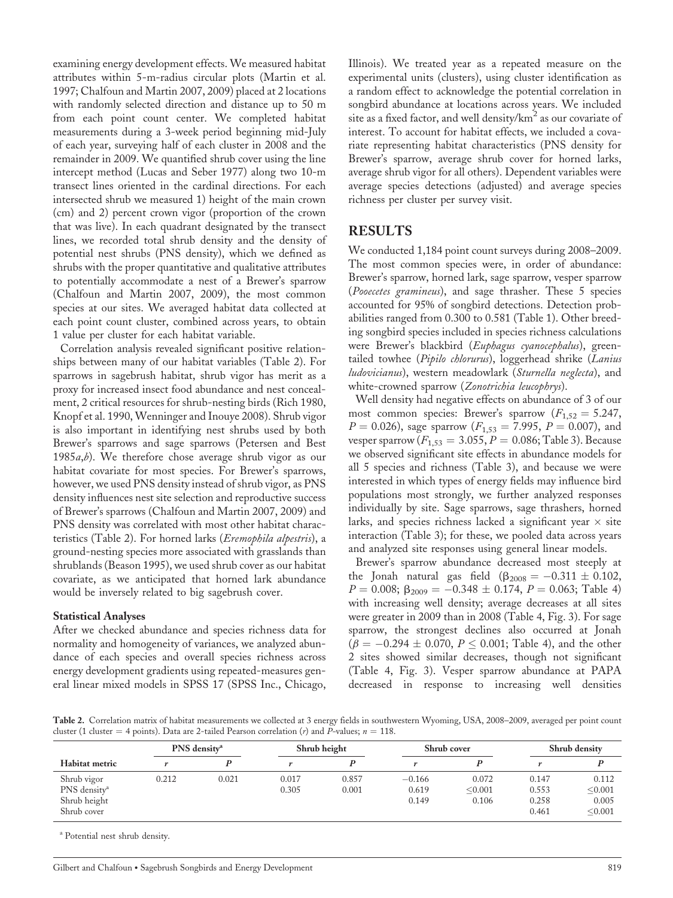examining energy development effects. We measured habitat attributes within 5-m-radius circular plots (Martin et al. 1997; Chalfoun and Martin 2007, 2009) placed at 2 locations with randomly selected direction and distance up to 50 m from each point count center. We completed habitat measurements during a 3-week period beginning mid-July of each year, surveying half of each cluster in 2008 and the remainder in 2009. We quantified shrub cover using the line intercept method (Lucas and Seber 1977) along two 10-m transect lines oriented in the cardinal directions. For each intersected shrub we measured 1) height of the main crown (cm) and 2) percent crown vigor (proportion of the crown that was live). In each quadrant designated by the transect lines, we recorded total shrub density and the density of potential nest shrubs (PNS density), which we defined as shrubs with the proper quantitative and qualitative attributes to potentially accommodate a nest of a Brewer's sparrow (Chalfoun and Martin 2007, 2009), the most common species at our sites. We averaged habitat data collected at each point count cluster, combined across years, to obtain 1 value per cluster for each habitat variable.

Correlation analysis revealed significant positive relationships between many of our habitat variables (Table 2). For sparrows in sagebrush habitat, shrub vigor has merit as a proxy for increased insect food abundance and nest concealment, 2 critical resources for shrub-nesting birds (Rich 1980, Knopf et al. 1990, Wenninger and Inouye 2008). Shrub vigor is also important in identifying nest shrubs used by both Brewer's sparrows and sage sparrows (Petersen and Best 1985*a*,*b*). We therefore chose average shrub vigor as our habitat covariate for most species. For Brewer's sparrows, however, we used PNS density instead of shrub vigor, as PNS density influences nest site selection and reproductive success of Brewer's sparrows (Chalfoun and Martin 2007, 2009) and PNS density was correlated with most other habitat characteristics (Table 2). For horned larks (*Eremophila alpestris*), a ground-nesting species more associated with grasslands than shrublands (Beason 1995), we used shrub cover as our habitat covariate, as we anticipated that horned lark abundance would be inversely related to big sagebrush cover.

### Statistical Analyses

After we checked abundance and species richness data for normality and homogeneity of variances, we analyzed abundance of each species and overall species richness across energy development gradients using repeated-measures general linear mixed models in SPSS 17 (SPSS Inc., Chicago, Illinois). We treated year as a repeated measure on the experimental units (clusters), using cluster identification as a random effect to acknowledge the potential correlation in songbird abundance at locations across years. We included site as a fixed factor, and well density/km$^2$ as our covariate of interest. To account for habitat effects, we included a covariate representing habitat characteristics (PNS density for Brewer's sparrow, average shrub cover for horned larks, average shrub vigor for all others). Dependent variables were average species detections (adjusted) and average species richness per cluster per survey visit.

## RESULTS

We conducted 1,184 point count surveys during 2008–2009. The most common species were, in order of abundance: Brewer's sparrow, horned lark, sage sparrow, vesper sparrow (*Pooecetes gramineus*), and sage thrasher. These 5 species accounted for 95% of songbird detections. Detection probabilities ranged from 0.300 to 0.581 (Table 1). Other breeding songbird species included in species richness calculations were Brewer's blackbird (*Euphagus cyanocephalus*), green-tailed towhee (*Pipilo chlorurus*), loggerhead shrike (*Lanius ludovicianus*), western meadowlark (*Sturnella neglecta*), and white-crowned sparrow (*Zonotrichia leucophrys*).

Well density had negative effects on abundance of 3 of our most common species: Brewer's sparrow ($F_{1,52} = 5.247$, $P = 0.026$), sage sparrow ($F_{1,53} = 7.995$, $P = 0.007$), and vesper sparrow ($F_{1,53} = 3.055$, $P = 0.086$; Table 3). Because we observed significant site effects in abundance models for all 5 species and richness (Table 3), and because we were interested in which types of energy fields may influence bird populations most strongly, we further analyzed responses individually by site. Sage sparrows, sage thrashers, horned larks, and species richness lacked a significant year × site interaction (Table 3); for these, we pooled data across years and analyzed site responses using general linear models.

Brewer's sparrow abundance decreased most steeply at the Jonah natural gas field ($\beta_{2008} = -0.311 \pm 0.102$, $P = 0.008$; $\beta_{2009} = -0.348 \pm 0.174$, $P = 0.063$; Table 4) with increasing well density; average decreases at all sites were greater in 2009 than in 2008 (Table 4, Fig. 3). For sage sparrow, the strongest declines also occurred at Jonah ($\beta = -0.294 \pm 0.070$, $P \leq 0.001$; Table 4), and the other 2 sites showed similar decreases, though not significant (Table 4, Fig. 3). Vesper sparrow abundance at PAPA decreased in response to increasing well densities

**Table 2.** Correlation matrix of habitat measurements we collected at 3 energy fields in southwestern Wyoming, USA, 2008–2009, averaged per point count cluster (1 cluster = 4 points). Data are 2-tailed Pearson correlation ($r$) and $P$-values; $n = 118$.

| | PNS density[a] | | Shrub height | | Shrub cover | | Shrub density | |
|---|---|---|---|---|---|---|---|---|
| Habitat metric | $r$ | $P$ | $r$ | $P$ | $r$ | $P$ | $r$ | $P$ |
| Shrub vigor | 0.212 | 0.021 | 0.017 | 0.857 | −0.166 | 0.072 | 0.147 | 0.112 |
| PNS density[a] | | | 0.305 | 0.001 | 0.619 | ≤0.001 | 0.553 | ≤0.001 |
| Shrub height | | | | | 0.149 | 0.106 | 0.258 | 0.005 |
| Shrub cover | | | | | | | 0.461 | ≤0.001 |

[a] Potential nest shrub density.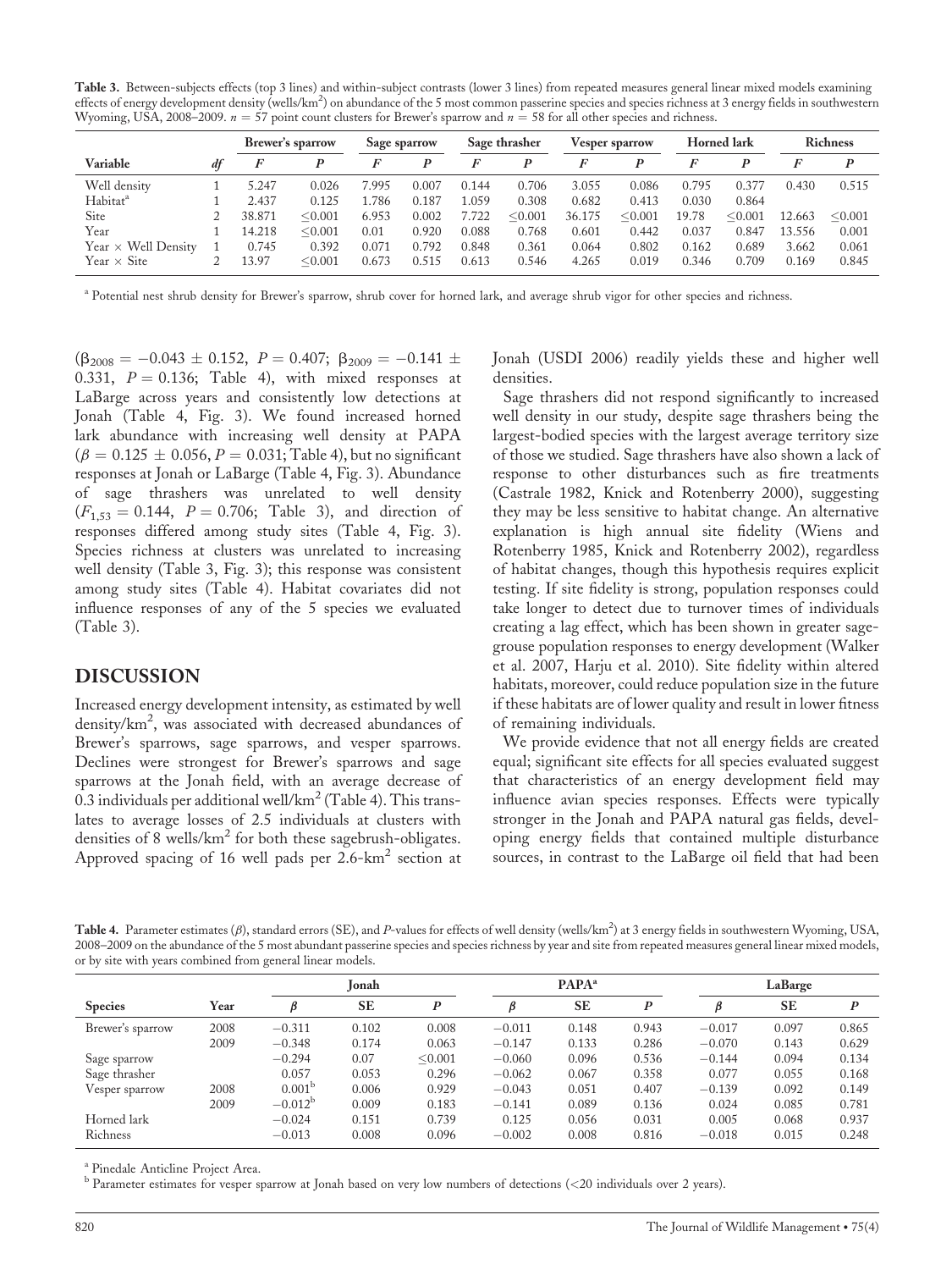**Table 3.** Between-subjects effects (top 3 lines) and within-subject contrasts (lower 3 lines) from repeated measures general linear mixed models examining effects of energy development density (wells/km$^2$) on abundance of the 5 most common passerine species and species richness at 3 energy fields in southwestern Wyoming, USA, 2008–2009. $n = 57$ point count clusters for Brewer's sparrow and $n = 58$ for all other species and richness.

| | | Brewer's sparrow | | Sage sparrow | | Sage thrasher | | Vesper sparrow | | Horned lark | | Richness | |
|---|---|---|---|---|---|---|---|---|---|---|---|---|---|
| Variable | *df* | *F* | *P* | *F* | *P* | *F* | *P* | *F* | *P* | *F* | *P* | *F* | *P* |
| Well density | 1 | 5.247 | 0.026 | 7.995 | 0.007 | 0.144 | 0.706 | 3.055 | 0.086 | 0.795 | 0.377 | 0.430 | 0.515 |
| Habitat[a] | 1 | 2.437 | 0.125 | 1.786 | 0.187 | 1.059 | 0.308 | 0.682 | 0.413 | 0.030 | 0.864 | | |
| Site | 2 | 38.871 | ≤0.001 | 6.953 | 0.002 | 7.722 | ≤0.001 | 36.175 | ≤0.001 | 19.78 | ≤0.001 | 12.663 | ≤0.001 |
| Year | 1 | 14.218 | ≤0.001 | 0.01 | 0.920 | 0.088 | 0.768 | 0.601 | 0.442 | 0.037 | 0.847 | 13.556 | 0.001 |
| Year × Well Density | 1 | 0.745 | 0.392 | 0.071 | 0.792 | 0.848 | 0.361 | 0.064 | 0.802 | 0.162 | 0.689 | 3.662 | 0.061 |
| Year × Site | 2 | 13.97 | ≤0.001 | 0.673 | 0.515 | 0.613 | 0.546 | 4.265 | 0.019 | 0.346 | 0.709 | 0.169 | 0.845 |

[a] Potential nest shrub density for Brewer's sparrow, shrub cover for horned lark, and average shrub vigor for other species and richness.

($\beta_{2008} = -0.043 \pm 0.152$, $P = 0.407$; $\beta_{2009} = -0.141 \pm 0.331$, $P = 0.136$; Table 4), with mixed responses at LaBarge across years and consistently low detections at Jonah (Table 4, Fig. 3). We found increased horned lark abundance with increasing well density at PAPA ($\beta = 0.125 \pm 0.056$, $P = 0.031$; Table 4), but no significant responses at Jonah or LaBarge (Table 4, Fig. 3). Abundance of sage thrashers was unrelated to well density ($F_{1,53} = 0.144$, $P = 0.706$; Table 3), and direction of responses differed among study sites (Table 4, Fig. 3). Species richness at clusters was unrelated to increasing well density (Table 3, Fig. 3); this response was consistent among study sites (Table 4). Habitat covariates did not influence responses of any of the 5 species we evaluated (Table 3).

## DISCUSSION

Increased energy development intensity, as estimated by well density/km$^2$, was associated with decreased abundances of Brewer's sparrows, sage sparrows, and vesper sparrows. Declines were strongest for Brewer's sparrows and sage sparrows at the Jonah field, with an average decrease of 0.3 individuals per additional well/km$^2$ (Table 4). This translates to average losses of 2.5 individuals at clusters with densities of 8 wells/km$^2$ for both these sagebrush-obligates. Approved spacing of 16 well pads per 2.6-km$^2$ section at Jonah (USDI 2006) readily yields these and higher well densities.

Sage thrashers did not respond significantly to increased well density in our study, despite sage thrashers being the largest-bodied species with the largest average territory size of those we studied. Sage thrashers have also shown a lack of response to other disturbances such as fire treatments (Castrale 1982, Knick and Rotenberry 2000), suggesting they may be less sensitive to habitat change. An alternative explanation is high annual site fidelity (Wiens and Rotenberry 1985, Knick and Rotenberry 2002), regardless of habitat changes, though this hypothesis requires explicit testing. If site fidelity is strong, population responses could take longer to detect due to turnover times of individuals creating a lag effect, which has been shown in greater sage-grouse population responses to energy development (Walker et al. 2007, Harju et al. 2010). Site fidelity within altered habitats, moreover, could reduce population size in the future if these habitats are of lower quality and result in lower fitness of remaining individuals.

We provide evidence that not all energy fields are created equal; significant site effects for all species evaluated suggest that characteristics of an energy development field may influence avian species responses. Effects were typically stronger in the Jonah and PAPA natural gas fields, developing energy fields that contained multiple disturbance sources, in contrast to the LaBarge oil field that had been

**Table 4.** Parameter estimates ($\beta$), standard errors (SE), and *P*-values for effects of well density (wells/km$^2$) at 3 energy fields in southwestern Wyoming, USA, 2008–2009 on the abundance of the 5 most abundant passerine species and species richness by year and site from repeated measures general linear mixed models, or by site with years combined from general linear models.

| | | Jonah | | | PAPA[a] | | | LaBarge | | |
|---|---|---|---|---|---|---|---|---|---|---|
| Species | Year | $\beta$ | SE | *P* | $\beta$ | SE | *P* | $\beta$ | SE | *P* |
| Brewer's sparrow | 2008 | −0.311 | 0.102 | 0.008 | −0.011 | 0.148 | 0.943 | −0.017 | 0.097 | 0.865 |
| | 2009 | −0.348 | 0.174 | 0.063 | −0.147 | 0.133 | 0.286 | −0.070 | 0.143 | 0.629 |
| Sage sparrow | | −0.294 | 0.07 | ≤0.001 | −0.060 | 0.096 | 0.536 | −0.144 | 0.094 | 0.134 |
| Sage thrasher | | 0.057 | 0.053 | 0.296 | −0.062 | 0.067 | 0.358 | 0.077 | 0.055 | 0.168 |
| Vesper sparrow | 2008 | 0.001[b] | 0.006 | 0.929 | −0.043 | 0.051 | 0.407 | −0.139 | 0.092 | 0.149 |
| | 2009 | −0.012[b] | 0.009 | 0.183 | −0.141 | 0.089 | 0.136 | 0.024 | 0.085 | 0.781 |
| Horned lark | | −0.024 | 0.151 | 0.739 | 0.125 | 0.056 | 0.031 | 0.005 | 0.068 | 0.937 |
| Richness | | −0.013 | 0.008 | 0.096 | −0.002 | 0.008 | 0.816 | −0.018 | 0.015 | 0.248 |

[a] Pinedale Anticline Project Area.
[b] Parameter estimates for vesper sparrow at Jonah based on very low numbers of detections (<20 individuals over 2 years).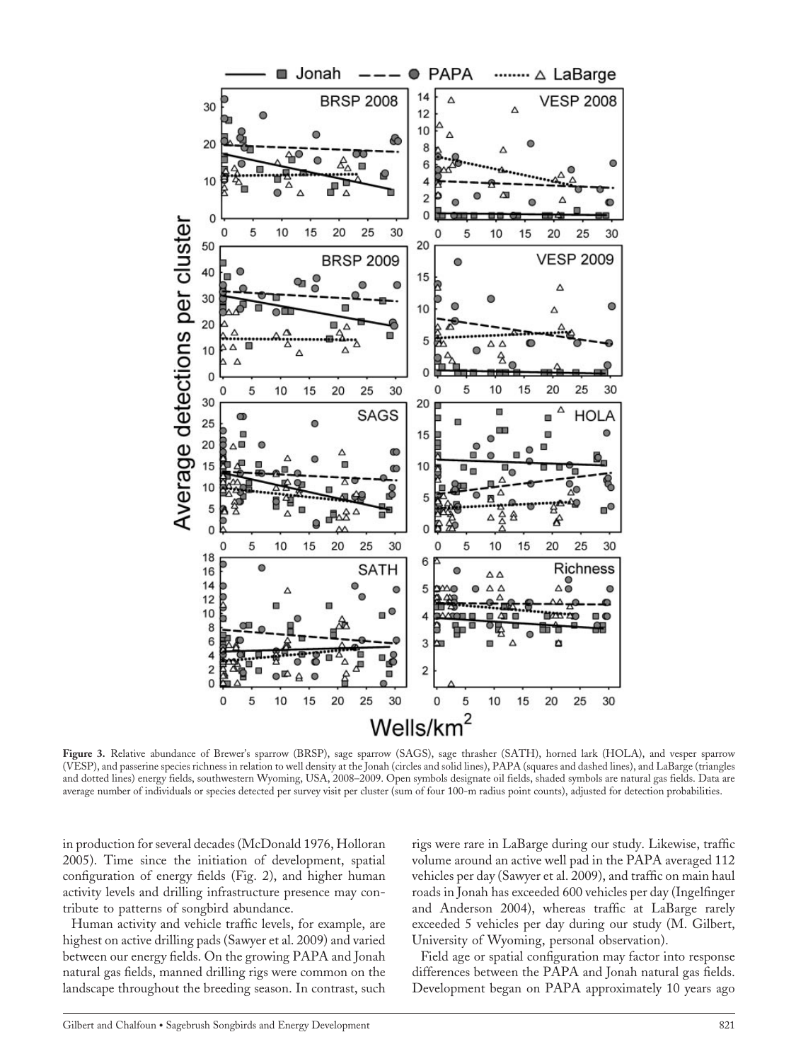**Figure 3.** Relative abundance of Brewer's sparrow (BRSP), sage sparrow (SAGS), sage thrasher (SATH), horned lark (HOLA), and vesper sparrow (VESP), and passerine species richness in relation to well density at the Jonah (circles and solid lines), PAPA (squares and dashed lines), and LaBarge (triangles and dotted lines) energy fields, southwestern Wyoming, USA, 2008–2009. Open symbols designate oil fields, shaded symbols are natural gas fields. Data are average number of individuals or species detected per survey visit per cluster (sum of four 100-m radius point counts), adjusted for detection probabilities.

in production for several decades (McDonald 1976, Holloran 2005). Time since the initiation of development, spatial configuration of energy fields (Fig. 2), and higher human activity levels and drilling infrastructure presence may contribute to patterns of songbird abundance.

Human activity and vehicle traffic levels, for example, are highest on active drilling pads (Sawyer et al. 2009) and varied between our energy fields. On the growing PAPA and Jonah natural gas fields, manned drilling rigs were common on the landscape throughout the breeding season. In contrast, such rigs were rare in LaBarge during our study. Likewise, traffic volume around an active well pad in the PAPA averaged 112 vehicles per day (Sawyer et al. 2009), and traffic on main haul roads in Jonah has exceeded 600 vehicles per day (Ingelfinger and Anderson 2004), whereas traffic at LaBarge rarely exceeded 5 vehicles per day during our study (M. Gilbert, University of Wyoming, personal observation).

Field age or spatial configuration may factor into response differences between the PAPA and Jonah natural gas fields. Development began on PAPA approximately 10 years ago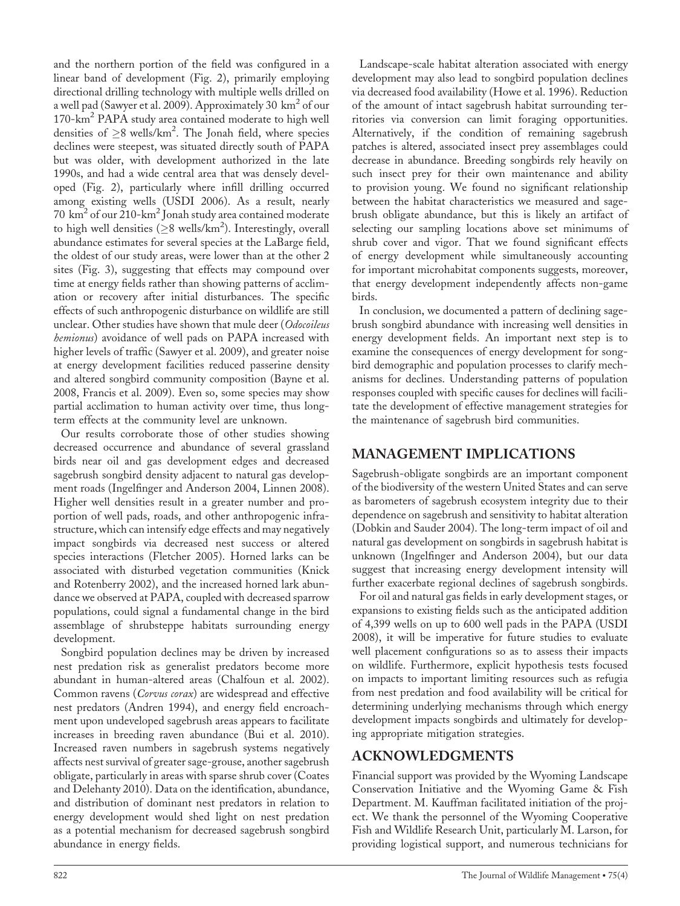and the northern portion of the field was configured in a linear band of development (Fig. 2), primarily employing directional drilling technology with multiple wells drilled on a well pad (Sawyer et al. 2009). Approximately 30 $km^2$ of our 170-$km^2$ PAPA study area contained moderate to high well densities of $\geq$8 wells/$km^2$. The Jonah field, where species declines were steepest, was situated directly south of PAPA but was older, with development authorized in the late 1990s, and had a wide central area that was densely developed (Fig. 2), particularly where infill drilling occurred among existing wells (USDI 2006). As a result, nearly 70 $km^2$ of our 210-$km^2$ Jonah study area contained moderate to high well densities ($\geq$8 wells/$km^2$). Interestingly, overall abundance estimates for several species at the LaBarge field, the oldest of our study areas, were lower than at the other 2 sites (Fig. 3), suggesting that effects may compound over time at energy fields rather than showing patterns of acclimation or recovery after initial disturbances. The specific effects of such anthropogenic disturbance on wildlife are still unclear. Other studies have shown that mule deer (*Odocoileus hemionus*) avoidance of well pads on PAPA increased with higher levels of traffic (Sawyer et al. 2009), and greater noise at energy development facilities reduced passerine density and altered songbird community composition (Bayne et al. 2008, Francis et al. 2009). Even so, some species may show partial acclimation to human activity over time, thus long-term effects at the community level are unknown.

Our results corroborate those of other studies showing decreased occurrence and abundance of several grassland birds near oil and gas development edges and decreased sagebrush songbird density adjacent to natural gas development roads (Ingelfinger and Anderson 2004, Linnen 2008). Higher well densities result in a greater number and proportion of well pads, roads, and other anthropogenic infrastructure, which can intensify edge effects and may negatively impact songbirds via decreased nest success or altered species interactions (Fletcher 2005). Horned larks can be associated with disturbed vegetation communities (Knick and Rotenberry 2002), and the increased horned lark abundance we observed at PAPA, coupled with decreased sparrow populations, could signal a fundamental change in the bird assemblage of shrubsteppe habitats surrounding energy development.

Songbird population declines may be driven by increased nest predation risk as generalist predators become more abundant in human-altered areas (Chalfoun et al. 2002). Common ravens (*Corvus corax*) are widespread and effective nest predators (Andren 1994), and energy field encroachment upon undeveloped sagebrush areas appears to facilitate increases in breeding raven abundance (Bui et al. 2010). Increased raven numbers in sagebrush systems negatively affects nest survival of greater sage-grouse, another sagebrush obligate, particularly in areas with sparse shrub cover (Coates and Delehanty 2010). Data on the identification, abundance, and distribution of dominant nest predators in relation to energy development would shed light on nest predation as a potential mechanism for decreased sagebrush songbird abundance in energy fields.

Landscape-scale habitat alteration associated with energy development may also lead to songbird population declines via decreased food availability (Howe et al. 1996). Reduction of the amount of intact sagebrush habitat surrounding territories via conversion can limit foraging opportunities. Alternatively, if the condition of remaining sagebrush patches is altered, associated insect prey assemblages could decrease in abundance. Breeding songbirds rely heavily on such insect prey for their own maintenance and ability to provision young. We found no significant relationship between the habitat characteristics we measured and sagebrush obligate abundance, but this is likely an artifact of selecting our sampling locations above set minimums of shrub cover and vigor. That we found significant effects of energy development while simultaneously accounting for important microhabitat components suggests, moreover, that energy development independently affects non-game birds.

In conclusion, we documented a pattern of declining sagebrush songbird abundance with increasing well densities in energy development fields. An important next step is to examine the consequences of energy development for songbird demographic and population processes to clarify mechanisms for declines. Understanding patterns of population responses coupled with specific causes for declines will facilitate the development of effective management strategies for the maintenance of sagebrush bird communities.

## MANAGEMENT IMPLICATIONS

Sagebrush-obligate songbirds are an important component of the biodiversity of the western United States and can serve as barometers of sagebrush ecosystem integrity due to their dependence on sagebrush and sensitivity to habitat alteration (Dobkin and Sauder 2004). The long-term impact of oil and natural gas development on songbirds in sagebrush habitat is unknown (Ingelfinger and Anderson 2004), but our data suggest that increasing energy development intensity will further exacerbate regional declines of sagebrush songbirds.

For oil and natural gas fields in early development stages, or expansions to existing fields such as the anticipated addition of 4,399 wells on up to 600 well pads in the PAPA (USDI 2008), it will be imperative for future studies to evaluate well placement configurations so as to assess their impacts on wildlife. Furthermore, explicit hypothesis tests focused on impacts to important limiting resources such as refugia from nest predation and food availability will be critical for determining underlying mechanisms through which energy development impacts songbirds and ultimately for developing appropriate mitigation strategies.

## ACKNOWLEDGMENTS

Financial support was provided by the Wyoming Landscape Conservation Initiative and the Wyoming Game & Fish Department. M. Kauffman facilitated initiation of the project. We thank the personnel of the Wyoming Cooperative Fish and Wildlife Research Unit, particularly M. Larson, for providing logistical support, and numerous technicians for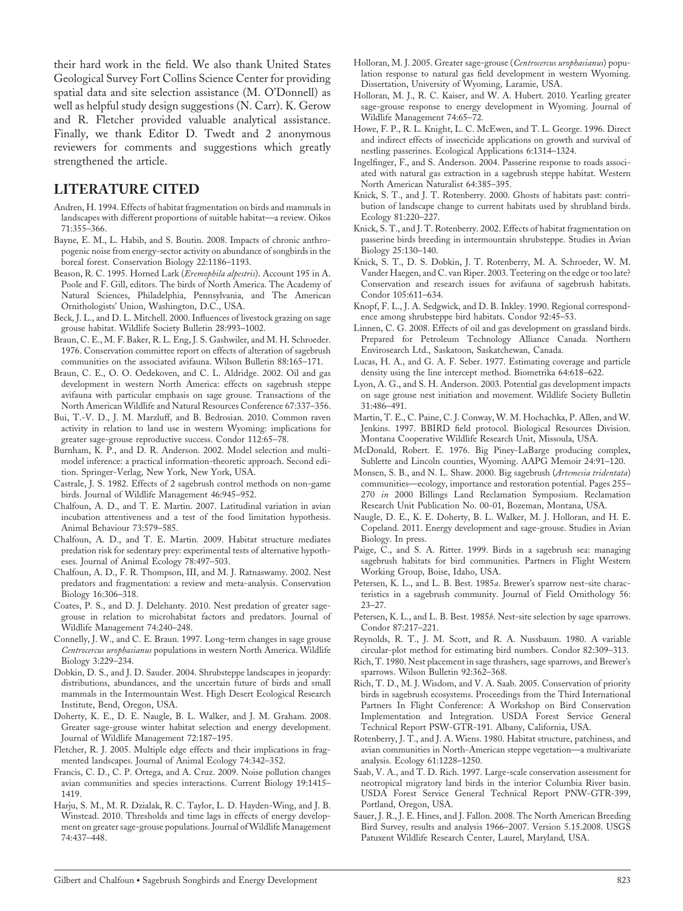their hard work in the field. We also thank United States Geological Survey Fort Collins Science Center for providing spatial data and site selection assistance (M. O'Donnell) as well as helpful study design suggestions (N. Carr). K. Gerow and R. Fletcher provided valuable analytical assistance. Finally, we thank Editor D. Twedt and 2 anonymous reviewers for comments and suggestions which greatly strengthened the article.

## LITERATURE CITED

Andren, H. 1994. Effects of habitat fragmentation on birds and mammals in landscapes with different proportions of suitable habitat—a review. Oikos 71:355–366.

Bayne, E. M., L. Habib, and S. Boutin. 2008. Impacts of chronic anthropogenic noise from energy-sector activity on abundance of songbirds in the boreal forest. Conservation Biology 22:1186–1193.

Beason, R. C. 1995. Horned Lark (*Eremophila alpestris*). Account 195 in A. Poole and F. Gill, editors. The birds of North America. The Academy of Natural Sciences, Philadelphia, Pennsylvania, and The American Ornithologists' Union, Washington, D.C., USA.

Beck, J. L., and D. L. Mitchell. 2000. Influences of livestock grazing on sage grouse habitat. Wildlife Society Bulletin 28:993–1002.

Braun, C. E., M. F. Baker, R. L. Eng, J. S. Gashwiler, and M. H. Schroeder. 1976. Conservation committee report on effects of alteration of sagebrush communities on the associated avifauna. Wilson Bulletin 88:165–171.

Braun, C. E., O. O. Oedekoven, and C. L. Aldridge. 2002. Oil and gas development in western North America: effects on sagebrush steppe avifauna with particular emphasis on sage grouse. Transactions of the North American Wildlife and Natural Resources Conference 67:337–356.

Bui, T.-V. D., J. M. Marzluff, and B. Bedrosian. 2010. Common raven activity in relation to land use in western Wyoming: implications for greater sage-grouse reproductive success. Condor 112:65–78.

Burnham, K. P., and D. R. Anderson. 2002. Model selection and multimodel inference: a practical information-theoretic approach. Second edition. Springer-Verlag, New York, New York, USA.

Castrale, J. S. 1982. Effects of 2 sagebrush control methods on non-game birds. Journal of Wildlife Management 46:945–952.

Chalfoun, A. D., and T. E. Martin. 2007. Latitudinal variation in avian incubation attentiveness and a test of the food limitation hypothesis. Animal Behaviour 73:579–585.

Chalfoun, A. D., and T. E. Martin. 2009. Habitat structure mediates predation risk for sedentary prey: experimental tests of alternative hypotheses. Journal of Animal Ecology 78:497–503.

Chalfoun, A. D., F. R. Thompson, III, and M. J. Ratnaswamy. 2002. Nest predators and fragmentation: a review and meta-analysis. Conservation Biology 16:306–318.

Coates, P. S., and D. J. Delehanty. 2010. Nest predation of greater sage-grouse in relation to microhabitat factors and predators. Journal of Wildlife Management 74:240–248.

Connelly, J. W., and C. E. Braun. 1997. Long-term changes in sage grouse *Centrocercus urophasianus* populations in western North America. Wildlife Biology 3:229–234.

Dobkin, D. S., and J. D. Sauder. 2004. Shrubsteppe landscapes in jeopardy: distributions, abundances, and the uncertain future of birds and small mammals in the Intermountain West. High Desert Ecological Research Institute, Bend, Oregon, USA.

Doherty, K. E., D. E. Naugle, B. L. Walker, and J. M. Graham. 2008. Greater sage-grouse winter habitat selection and energy development. Journal of Wildlife Management 72:187–195.

Fletcher, R. J. 2005. Multiple edge effects and their implications in fragmented landscapes. Journal of Animal Ecology 74:342–352.

Francis, C. D., C. P. Ortega, and A. Cruz. 2009. Noise pollution changes avian communities and species interactions. Current Biology 19:1415–1419.

Harju, S. M., M. R. Dzialak, R. C. Taylor, L. D. Hayden-Wing, and J. B. Winstead. 2010. Thresholds and time lags in effects of energy development on greater sage-grouse populations. Journal of Wildlife Management 74:437–448.

Holloran, M. J. 2005. Greater sage-grouse (*Centrocercus urophasianus*) population response to natural gas field development in western Wyoming. Dissertation, University of Wyoming, Laramie, USA.

Holloran, M. J., R. C. Kaiser, and W. A. Hubert. 2010. Yearling greater sage-grouse response to energy development in Wyoming. Journal of Wildlife Management 74:65–72.

Howe, F. P., R. L. Knight, L. C. McEwen, and T. L. George. 1996. Direct and indirect effects of insecticide applications on growth and survival of nestling passerines. Ecological Applications 6:1314–1324.

Ingelfinger, F., and S. Anderson. 2004. Passerine response to roads associated with natural gas extraction in a sagebrush steppe habitat. Western North American Naturalist 64:385–395.

Knick, S. T., and J. T. Rotenberry. 2000. Ghosts of habitats past: contribution of landscape change to current habitats used by shrubland birds. Ecology 81:220–227.

Knick, S. T., and J. T. Rotenberry. 2002. Effects of habitat fragmentation on passerine birds breeding in intermountain shrubsteppe. Studies in Avian Biology 25:130–140.

Knick, S. T., D. S. Dobkin, J. T. Rotenberry, M. A. Schroeder, W. M. Vander Haegen, and C. van Riper. 2003. Teetering on the edge or too late? Conservation and research issues for avifauna of sagebrush habitats. Condor 105:611–634.

Knopf, F. L., J. A. Sedgwick, and D. B. Inkley. 1990. Regional correspondence among shrubsteppe bird habitats. Condor 92:45–53.

Linnen, C. G. 2008. Effects of oil and gas development on grassland birds. Prepared for Petroleum Technology Alliance Canada. Northern Envirosearch Ltd., Saskatoon, Saskatchewan, Canada.

Lucas, H. A., and G. A. F. Seber. 1977. Estimating coverage and particle density using the line intercept method. Biometrika 64:618–622.

Lyon, A. G., and S. H. Anderson. 2003. Potential gas development impacts on sage grouse nest initiation and movement. Wildlife Society Bulletin 31:486–491.

Martin, T. E., C. Paine, C. J. Conway, W. M. Hochachka, P. Allen, and W. Jenkins. 1997. BBIRD field protocol. Biological Resources Division. Montana Cooperative Wildlife Research Unit, Missoula, USA.

McDonald, Robert. E. 1976. Big Piney-LaBarge producing complex, Sublette and Lincoln counties, Wyoming. AAPG Memoir 24:91–120.

Monsen, S. B., and N. L. Shaw. 2000. Big sagebrush (*Artemesia tridentata*) communities—ecology, importance and restoration potential. Pages 255–270 *in* 2000 Billings Land Reclamation Symposium. Reclamation Research Unit Publication No. 00-01, Bozeman, Montana, USA.

Naugle, D. E., K. E. Doherty, B. L. Walker, M. J. Holloran, and H. E. Copeland. 2011. Energy development and sage-grouse. Studies in Avian Biology. In press.

Paige, C., and S. A. Ritter. 1999. Birds in a sagebrush sea: managing sagebrush habitats for bird communities. Partners in Flight Western Working Group, Boise, Idaho, USA.

Petersen, K. L., and L. B. Best. 1985*a*. Brewer's sparrow nest-site characteristics in a sagebrush community. Journal of Field Ornithology 56: 23–27.

Petersen, K. L., and L. B. Best. 1985*b*. Nest-site selection by sage sparrows. Condor 87:217–221.

Reynolds, R. T., J. M. Scott, and R. A. Nussbaum. 1980. A variable circular-plot method for estimating bird numbers. Condor 82:309–313.

Rich, T. 1980. Nest placement in sage thrashers, sage sparrows, and Brewer's sparrows. Wilson Bulletin 92:362–368.

Rich, T. D., M. J. Wisdom, and V. A. Saab. 2005. Conservation of priority birds in sagebrush ecosystems. Proceedings from the Third International Partners In Flight Conference: A Workshop on Bird Conservation Implementation and Integration. USDA Forest Service General Technical Report PSW-GTR-191. Albany, California, USA.

Rotenberry, J. T., and J. A. Wiens. 1980. Habitat structure, patchiness, and avian communities in North-American steppe vegetation—a multivariate analysis. Ecology 61:1228–1250.

Saab, V. A., and T. D. Rich. 1997. Large-scale conservation assessment for neotropical migratory land birds in the interior Columbia River basin. USDA Forest Service General Technical Report PNW-GTR-399, Portland, Oregon, USA.

Sauer, J. R., J. E. Hines, and J. Fallon. 2008. The North American Breeding Bird Survey, results and analysis 1966–2007. Version 5.15.2008. USGS Patuxent Wildlife Research Center, Laurel, Maryland, USA.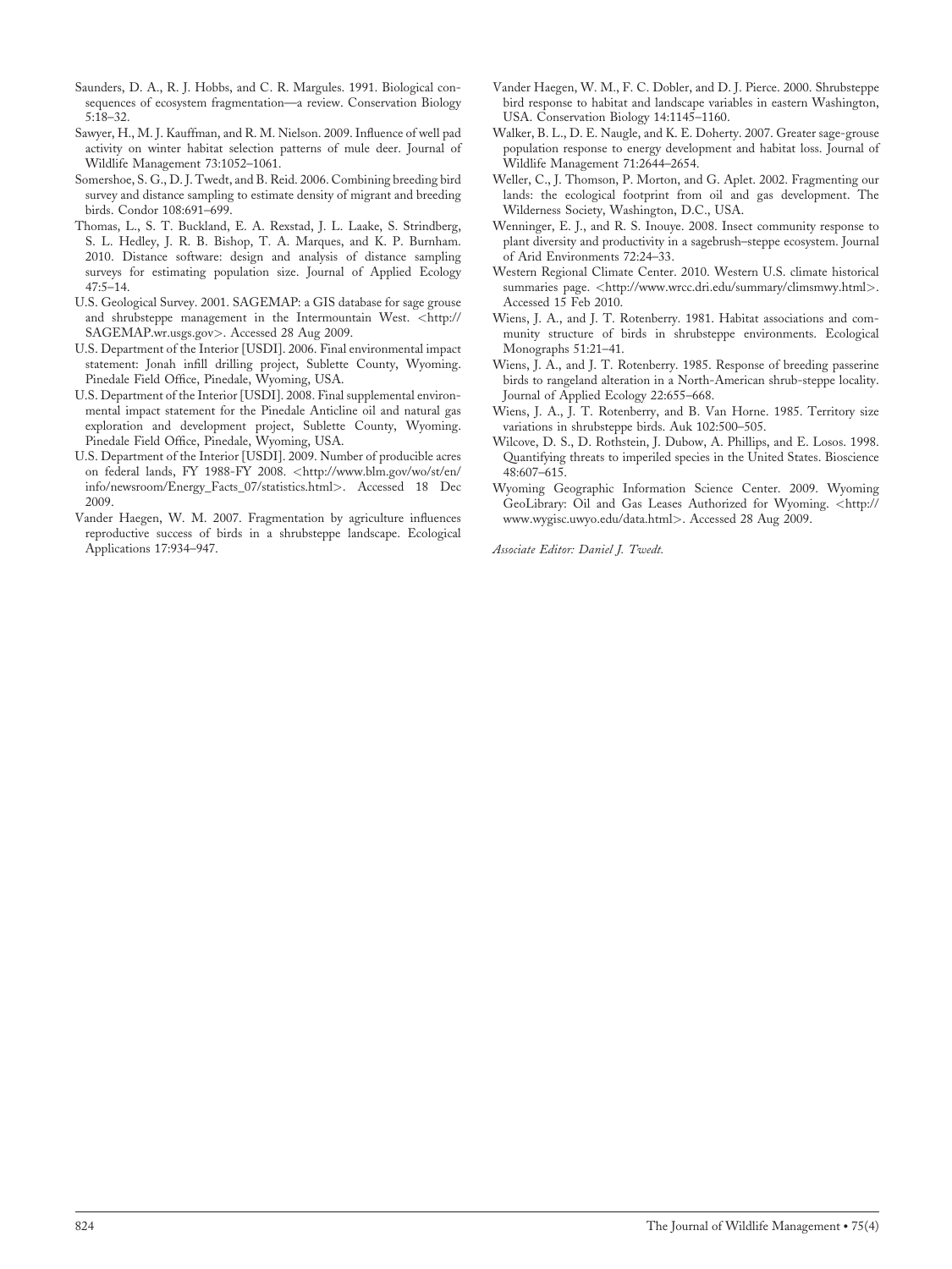Saunders, D. A., R. J. Hobbs, and C. R. Margules. 1991. Biological consequences of ecosystem fragmentation—a review. Conservation Biology 5:18–32.

Sawyer, H., M. J. Kauffman, and R. M. Nielson. 2009. Influence of well pad activity on winter habitat selection patterns of mule deer. Journal of Wildlife Management 73:1052–1061.

Somershoe, S. G., D. J. Twedt, and B. Reid. 2006. Combining breeding bird survey and distance sampling to estimate density of migrant and breeding birds. Condor 108:691–699.

Thomas, L., S. T. Buckland, E. A. Rexstad, J. L. Laake, S. Strindberg, S. L. Hedley, J. R. B. Bishop, T. A. Marques, and K. P. Burnham. 2010. Distance software: design and analysis of distance sampling surveys for estimating population size. Journal of Applied Ecology 47:5–14.

U.S. Geological Survey. 2001. SAGEMAP: a GIS database for sage grouse and shrubsteppe management in the Intermountain West. <http://SAGEMAP.wr.usgs.gov>. Accessed 28 Aug 2009.

U.S. Department of the Interior [USDI]. 2006. Final environmental impact statement: Jonah infill drilling project, Sublette County, Wyoming. Pinedale Field Office, Pinedale, Wyoming, USA.

U.S. Department of the Interior [USDI]. 2008. Final supplemental environmental impact statement for the Pinedale Anticline oil and natural gas exploration and development project, Sublette County, Wyoming. Pinedale Field Office, Pinedale, Wyoming, USA.

U.S. Department of the Interior [USDI]. 2009. Number of producible acres on federal lands, FY 1988-FY 2008. <http://www.blm.gov/wo/st/en/info/newsroom/Energy_Facts_07/statistics.html>. Accessed 18 Dec 2009.

Vander Haegen, W. M. 2007. Fragmentation by agriculture influences reproductive success of birds in a shrubsteppe landscape. Ecological Applications 17:934–947.

Vander Haegen, W. M., F. C. Dobler, and D. J. Pierce. 2000. Shrubsteppe bird response to habitat and landscape variables in eastern Washington, USA. Conservation Biology 14:1145–1160.

Walker, B. L., D. E. Naugle, and K. E. Doherty. 2007. Greater sage-grouse population response to energy development and habitat loss. Journal of Wildlife Management 71:2644–2654.

Weller, C., J. Thomson, P. Morton, and G. Aplet. 2002. Fragmenting our lands: the ecological footprint from oil and gas development. The Wilderness Society, Washington, D.C., USA.

Wenninger, E. J., and R. S. Inouye. 2008. Insect community response to plant diversity and productivity in a sagebrush–steppe ecosystem. Journal of Arid Environments 72:24–33.

Western Regional Climate Center. 2010. Western U.S. climate historical summaries page. <http://www.wrcc.dri.edu/summary/climsmwy.html>. Accessed 15 Feb 2010.

Wiens, J. A., and J. T. Rotenberry. 1981. Habitat associations and community structure of birds in shrubsteppe environments. Ecological Monographs 51:21–41.

Wiens, J. A., and J. T. Rotenberry. 1985. Response of breeding passerine birds to rangeland alteration in a North-American shrub-steppe locality. Journal of Applied Ecology 22:655–668.

Wiens, J. A., J. T. Rotenberry, and B. Van Horne. 1985. Territory size variations in shrubsteppe birds. Auk 102:500–505.

Wilcove, D. S., D. Rothstein, J. Dubow, A. Phillips, and E. Losos. 1998. Quantifying threats to imperiled species in the United States. Bioscience 48:607–615.

Wyoming Geographic Information Science Center. 2009. Wyoming GeoLibrary: Oil and Gas Leases Authorized for Wyoming. <http://www.wygisc.uwyo.edu/data.html>. Accessed 28 Aug 2009.

*Associate Editor: Daniel J. Twedt.*